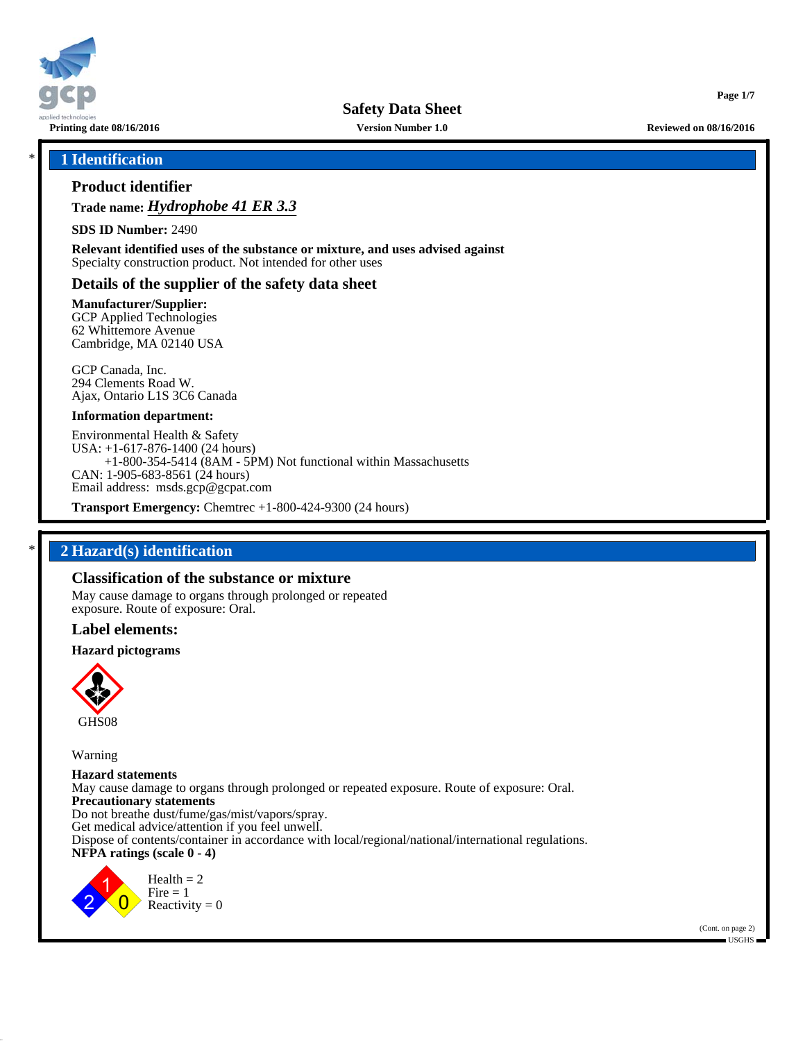**Safety Data Sheet**

Printing date 08/16/2016 | Version Number 1.0 | Reviewed on 08/16/2016

## 1 Identification

### Product identifier

**Trade name:** ***Hydrophobe 41 ER 3.3***

**SDS ID Number:** 2490

**Relevant identified uses of the substance or mixture, and uses advised against**
Specialty construction product. Not intended for other uses

### Details of the supplier of the safety data sheet

**Manufacturer/Supplier:**
GCP Applied Technologies
62 Whittemore Avenue
Cambridge, MA 02140 USA

GCP Canada, Inc.
294 Clements Road W.
Ajax, Ontario L1S 3C6 Canada

**Information department:**

Environmental Health & Safety
USA: +1-617-876-1400 (24 hours)
+1-800-354-5414 (8AM - 5PM) Not functional within Massachusetts
CAN: 1-905-683-8561 (24 hours)
Email address: msds.gcp@gcpat.com

**Transport Emergency:** Chemtrec +1-800-424-9300 (24 hours)

## 2 Hazard(s) identification

### Classification of the substance or mixture

May cause damage to organs through prolonged or repeated exposure. Route of exposure: Oral.

### Label elements:

**Hazard pictograms**

GHS08

Warning

**Hazard statements**
May cause damage to organs through prolonged or repeated exposure. Route of exposure: Oral.
**Precautionary statements**
Do not breathe dust/fume/gas/mist/vapors/spray.
Get medical advice/attention if you feel unwell.
Dispose of contents/container in accordance with local/regional/national/international regulations.
**NFPA ratings (scale 0 - 4)**

Health = 2
Fire = 1
Reactivity = 0

(Cont. on page 2)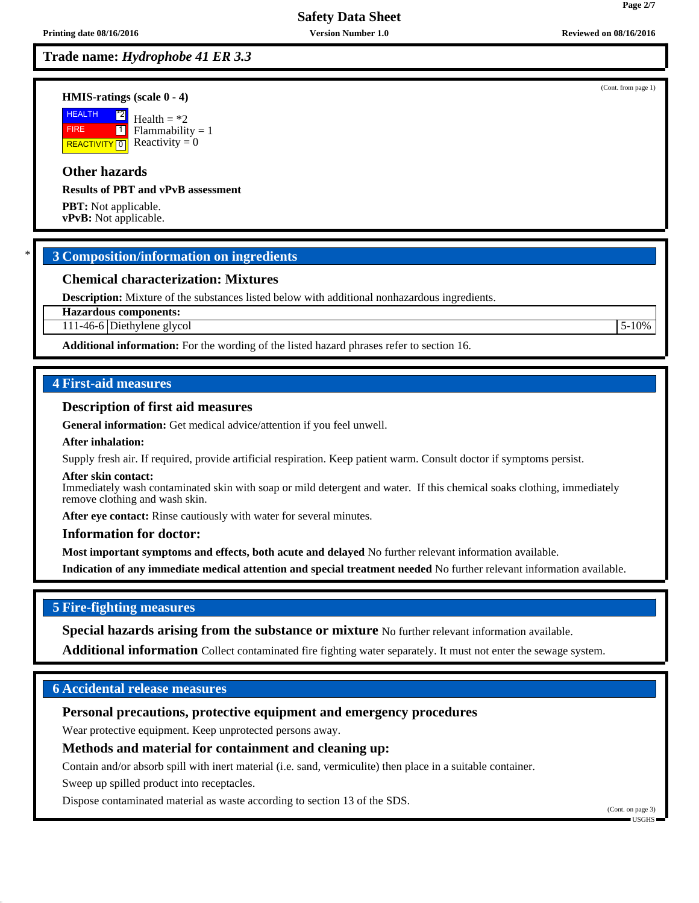**Trade name: *Hydrophobe 41 ER 3.3***

(Cont. from page 1)

**HMIS-ratings (scale 0 - 4)**

| | | |
|---|---|---|
| HEALTH | *2 | Health = *2 |
| FIRE | 1 | Flammability = 1 |
| REACTIVITY | 0 | Reactivity = 0 |

### Other hazards

**Results of PBT and vPvB assessment**

**PBT:** Not applicable.
**vPvB:** Not applicable.

\* 

## 3 Composition/information on ingredients

### Chemical characterization: Mixtures

**Description:** Mixture of the substances listed below with additional nonhazardous ingredients.

| **Hazardous components:** | | |
|---|---|---|
| 111-46-6 | Diethylene glycol | 5-10% |

**Additional information:** For the wording of the listed hazard phrases refer to section 16.

## 4 First-aid measures

### Description of first aid measures

**General information:** Get medical advice/attention if you feel unwell.

**After inhalation:**

Supply fresh air. If required, provide artificial respiration. Keep patient warm. Consult doctor if symptoms persist.

**After skin contact:**
Immediately wash contaminated skin with soap or mild detergent and water. If this chemical soaks clothing, immediately remove clothing and wash skin.

**After eye contact:** Rinse cautiously with water for several minutes.

### Information for doctor:

**Most important symptoms and effects, both acute and delayed** No further relevant information available.

**Indication of any immediate medical attention and special treatment needed** No further relevant information available.

## 5 Fire-fighting measures

**Special hazards arising from the substance or mixture** No further relevant information available.

**Additional information** Collect contaminated fire fighting water separately. It must not enter the sewage system.

## 6 Accidental release measures

### Personal precautions, protective equipment and emergency procedures

Wear protective equipment. Keep unprotected persons away.

### Methods and material for containment and cleaning up:

Contain and/or absorb spill with inert material (i.e. sand, vermiculite) then place in a suitable container.

Sweep up spilled product into receptacles.

Dispose contaminated material as waste according to section 13 of the SDS.

(Cont. on page 3)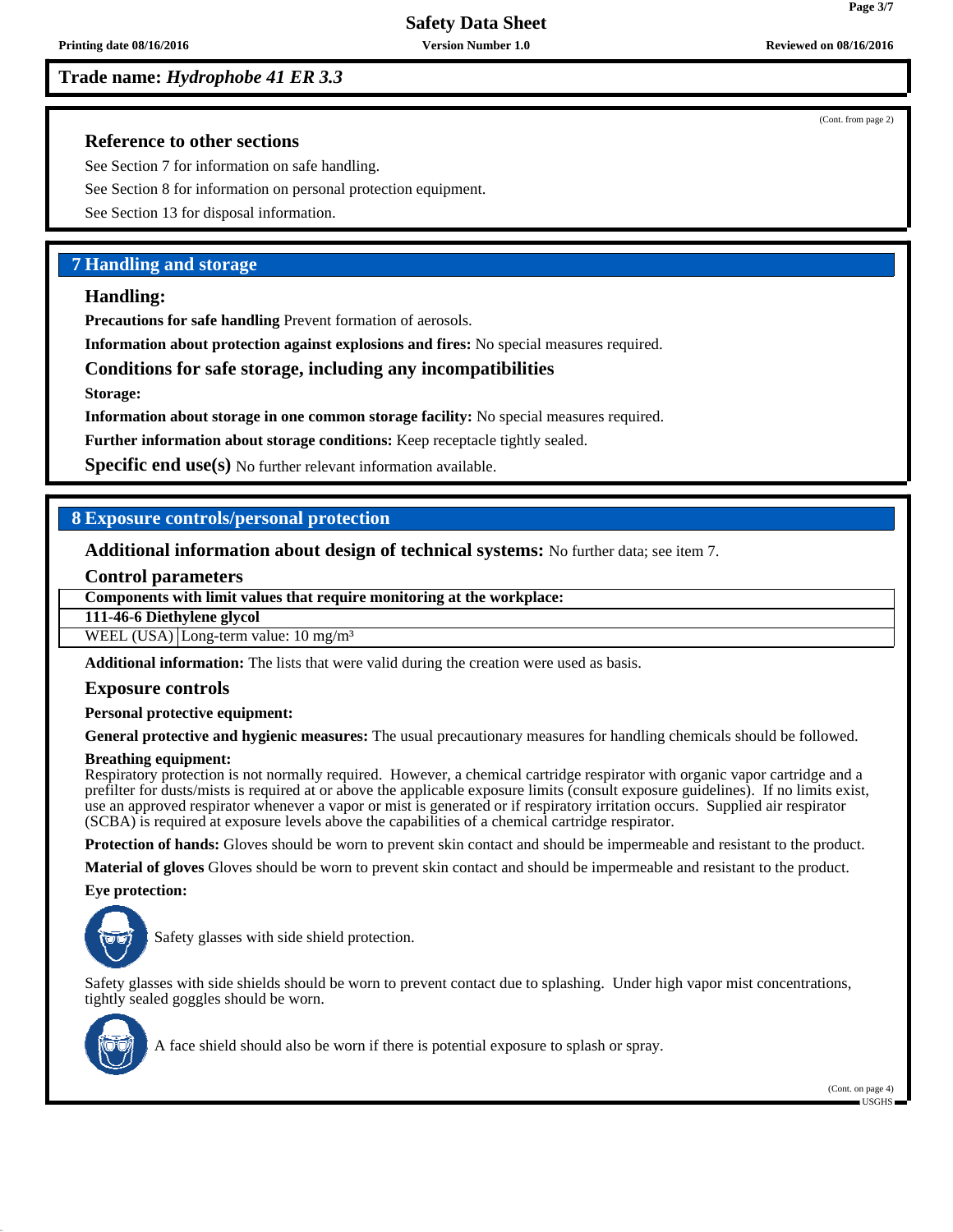**Trade name: *Hydrophobe 41 ER 3.3***

(Cont. from page 2)

### Reference to other sections

See Section 7 for information on safe handling.

See Section 8 for information on personal protection equipment.

See Section 13 for disposal information.

## 7 Handling and storage

### Handling:

**Precautions for safe handling** Prevent formation of aerosols.

**Information about protection against explosions and fires:** No special measures required.

### Conditions for safe storage, including any incompatibilities

**Storage:**

**Information about storage in one common storage facility:** No special measures required.

**Further information about storage conditions:** Keep receptacle tightly sealed.

**Specific end use(s)** No further relevant information available.

## 8 Exposure controls/personal protection

**Additional information about design of technical systems:** No further data; see item 7.

### Control parameters

| Components with limit values that require monitoring at the workplace: | |
|---|---|
| **111-46-6 Diethylene glycol** | |
| WEEL (USA) | Long-term value: 10 mg/m³ |

**Additional information:** The lists that were valid during the creation were used as basis.

### Exposure controls

**Personal protective equipment:**

**General protective and hygienic measures:** The usual precautionary measures for handling chemicals should be followed.

**Breathing equipment:**
Respiratory protection is not normally required. However, a chemical cartridge respirator with organic vapor cartridge and a prefilter for dusts/mists is required at or above the applicable exposure limits (consult exposure guidelines). If no limits exist, use an approved respirator whenever a vapor or mist is generated or if respiratory irritation occurs. Supplied air respirator (SCBA) is required at exposure levels above the capabilities of a chemical cartridge respirator.

**Protection of hands:** Gloves should be worn to prevent skin contact and should be impermeable and resistant to the product.

**Material of gloves** Gloves should be worn to prevent skin contact and should be impermeable and resistant to the product.

**Eye protection:**

Safety glasses with side shield protection.

Safety glasses with side shields should be worn to prevent contact due to splashing. Under high vapor mist concentrations, tightly sealed goggles should be worn.

A face shield should also be worn if there is potential exposure to splash or spray.

(Cont. on page 4)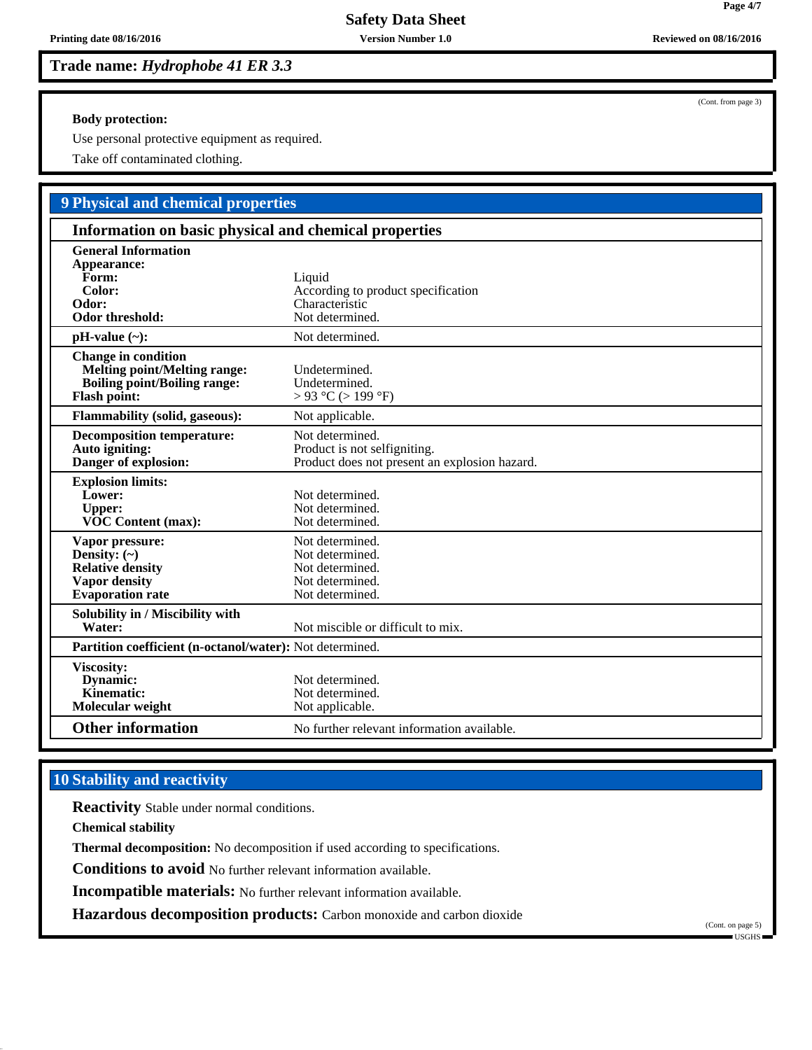**Trade name: *Hydrophobe 41 ER 3.3***

(Cont. from page 3)

**Body protection:**

Use personal protective equipment as required.

Take off contaminated clothing.

## 9 Physical and chemical properties

### Information on basic physical and chemical properties

| Property | Value |
|---|---|
| **General Information** | |
| **Appearance:** | |
| **Form:** | Liquid |
| **Color:** | According to product specification |
| **Odor:** | Characteristic |
| **Odor threshold:** | Not determined. |
| **pH-value (~):** | Not determined. |
| **Change in condition** | |
| **Melting point/Melting range:** | Undetermined. |
| **Boiling point/Boiling range:** | Undetermined. |
| **Flash point:** | > 93 °C (> 199 °F) |
| **Flammability (solid, gaseous):** | Not applicable. |
| **Decomposition temperature:** | Not determined. |
| **Auto igniting:** | Product is not selfigniting. |
| **Danger of explosion:** | Product does not present an explosion hazard. |
| **Explosion limits:** | |
| **Lower:** | Not determined. |
| **Upper:** | Not determined. |
| **VOC Content (max):** | Not determined. |
| **Vapor pressure:** | Not determined. |
| **Density: (~)** | Not determined. |
| **Relative density** | Not determined. |
| **Vapor density** | Not determined. |
| **Evaporation rate** | Not determined. |
| **Solubility in / Miscibility with** | |
| **Water:** | Not miscible or difficult to mix. |
| **Partition coefficient (n-octanol/water):** | Not determined. |
| **Viscosity:** | |
| **Dynamic:** | Not determined. |
| **Kinematic:** | Not determined. |
| **Molecular weight** | Not applicable. |
| **Other information** | No further relevant information available. |

## 10 Stability and reactivity

**Reactivity** Stable under normal conditions.

**Chemical stability**

**Thermal decomposition:** No decomposition if used according to specifications.

**Conditions to avoid** No further relevant information available.

**Incompatible materials:** No further relevant information available.

**Hazardous decomposition products:** Carbon monoxide and carbon dioxide

(Cont. on page 5)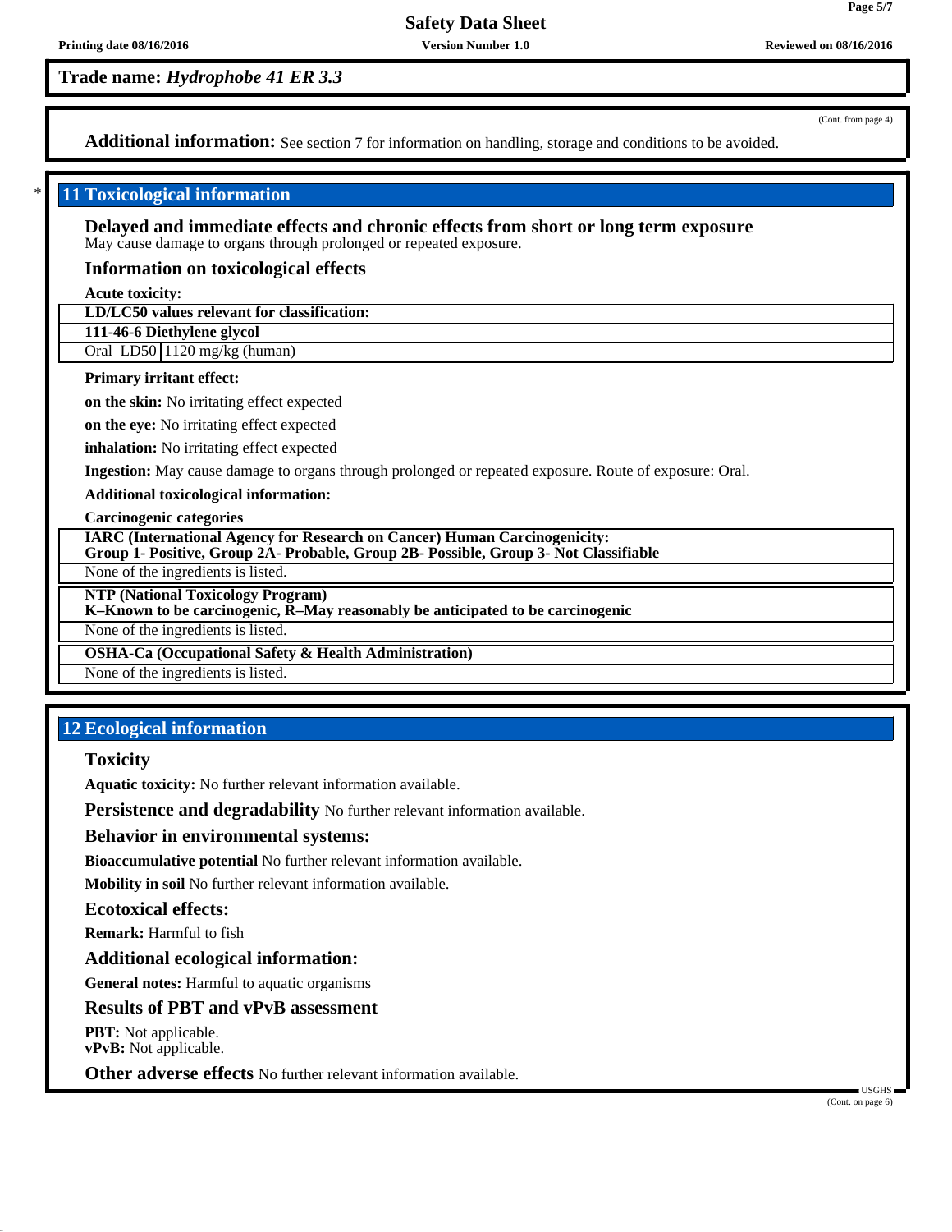**Trade name:** ***Hydrophobe 41 ER 3.3***

(Cont. from page 4)

**Additional information:** See section 7 for information on handling, storage and conditions to be avoided.

\* 

## 11 Toxicological information

### Delayed and immediate effects and chronic effects from short or long term exposure

May cause damage to organs through prolonged or repeated exposure.

### Information on toxicological effects

**Acute toxicity:**

| **LD/LC50 values relevant for classification:** | | |
|---|---|---|
| **111-46-6 Diethylene glycol** | | |
| Oral | LD50 | 1120 mg/kg (human) |

**Primary irritant effect:**

**on the skin:** No irritating effect expected

**on the eye:** No irritating effect expected

**inhalation:** No irritating effect expected

**Ingestion:** May cause damage to organs through prolonged or repeated exposure. Route of exposure: Oral.

**Additional toxicological information:**

**Carcinogenic categories**

| **IARC (International Agency for Research on Cancer) Human Carcinogenicity: Group 1- Positive, Group 2A- Probable, Group 2B- Possible, Group 3- Not Classifiable** |
|---|
| None of the ingredients is listed. |

| **NTP (National Toxicology Program) K–Known to be carcinogenic, R–May reasonably be anticipated to be carcinogenic** |
|---|
| None of the ingredients is listed. |

| **OSHA-Ca (Occupational Safety & Health Administration)** |
|---|
| None of the ingredients is listed. |

## 12 Ecological information

### Toxicity

**Aquatic toxicity:** No further relevant information available.

**Persistence and degradability** No further relevant information available.

### Behavior in environmental systems:

**Bioaccumulative potential** No further relevant information available.

**Mobility in soil** No further relevant information available.

### Ecotoxical effects:

**Remark:** Harmful to fish

### Additional ecological information:

**General notes:** Harmful to aquatic organisms

### Results of PBT and vPvB assessment

**PBT:** Not applicable.
**vPvB:** Not applicable.

**Other adverse effects** No further relevant information available.

USGHS

(Cont. on page 6)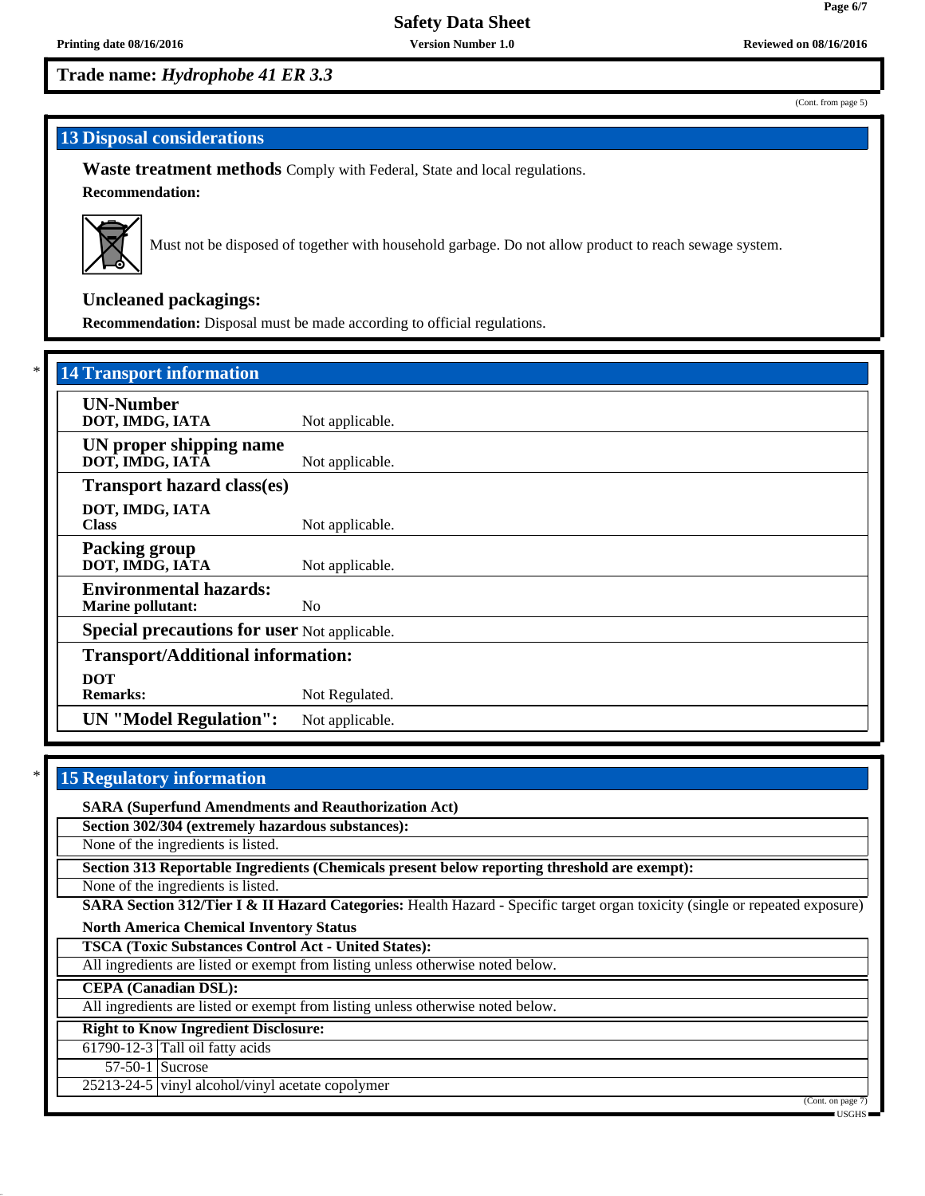**Trade name: *Hydrophobe 41 ER 3.3***

(Cont. from page 5)

## 13 Disposal considerations

**Waste treatment methods** Comply with Federal, State and local regulations.

**Recommendation:**

Must not be disposed of together with household garbage. Do not allow product to reach sewage system.

**Uncleaned packagings:**

**Recommendation:** Disposal must be made according to official regulations.

## * 14 Transport information

| | |
|---|---|
| **UN-Number**<br>**DOT, IMDG, IATA** | Not applicable. |
| **UN proper shipping name**<br>**DOT, IMDG, IATA** | Not applicable. |
| **Transport hazard class(es)**<br>**DOT, IMDG, IATA**<br>**Class** | Not applicable. |
| **Packing group**<br>**DOT, IMDG, IATA** | Not applicable. |
| **Environmental hazards:**<br>**Marine pollutant:** | No |
| **Special precautions for user** | Not applicable. |
| **Transport/Additional information:**<br>**DOT**<br>**Remarks:** | Not Regulated. |
| **UN "Model Regulation":** | Not applicable. |

## * 15 Regulatory information

**SARA (Superfund Amendments and Reauthorization Act)**

**Section 302/304 (extremely hazardous substances):**

None of the ingredients is listed.

**Section 313 Reportable Ingredients (Chemicals present below reporting threshold are exempt):**

None of the ingredients is listed.

**SARA Section 312/Tier I & II Hazard Categories:** Health Hazard - Specific target organ toxicity (single or repeated exposure)

**North America Chemical Inventory Status**

**TSCA (Toxic Substances Control Act - United States):**

All ingredients are listed or exempt from listing unless otherwise noted below.

**CEPA (Canadian DSL):**

All ingredients are listed or exempt from listing unless otherwise noted below.

**Right to Know Ingredient Disclosure:**

| | |
|---|---|
| 61790-12-3 | Tall oil fatty acids |
| 57-50-1 | Sucrose |
| 25213-24-5 | vinyl alcohol/vinyl acetate copolymer |

(Cont. on page 7)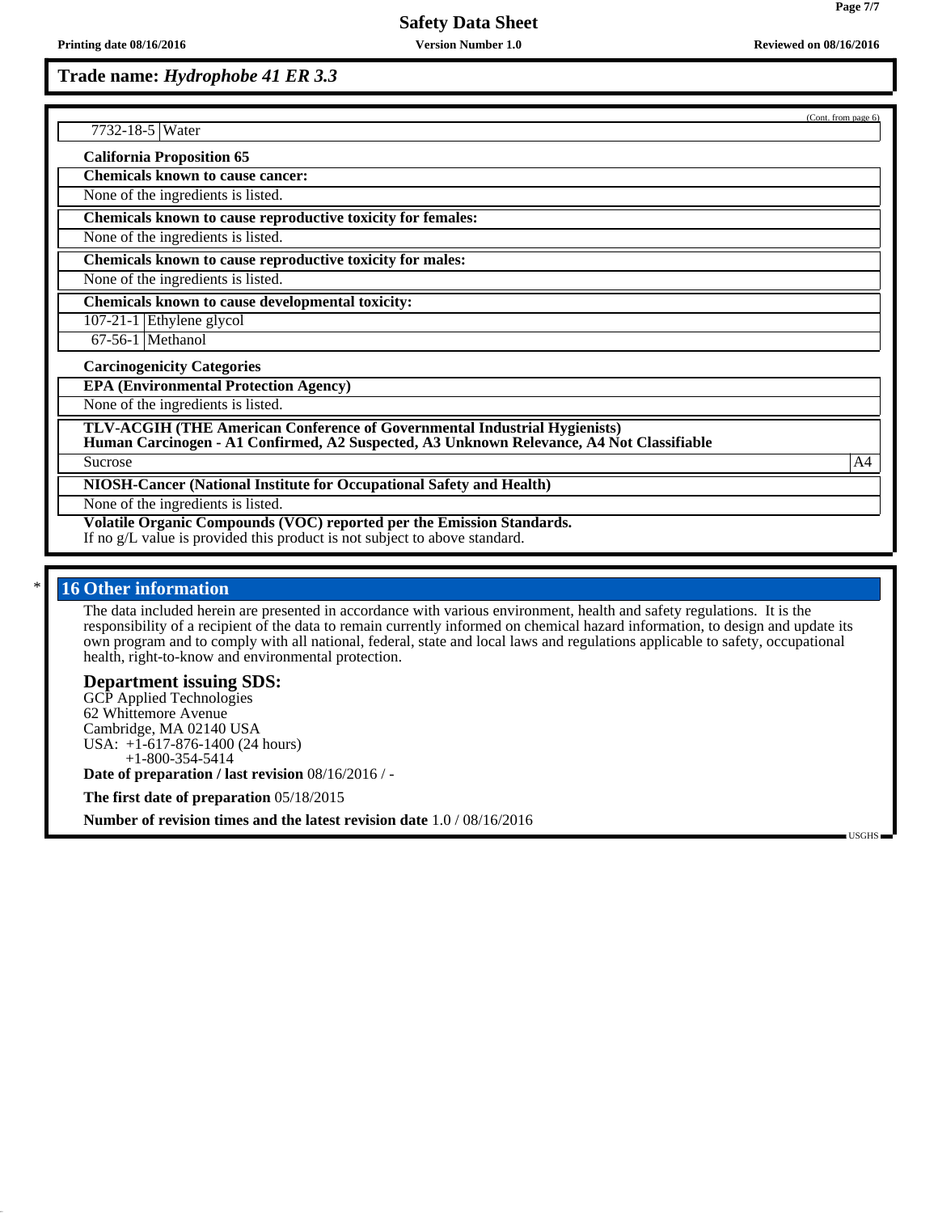**Trade name:** ***Hydrophobe 41 ER 3.3***

(Cont. from page 6)

| | |
|---|---|
| 7732-18-5 | Water |

**California Proposition 65**

**Chemicals known to cause cancer:**

None of the ingredients is listed.

**Chemicals known to cause reproductive toxicity for females:**

None of the ingredients is listed.

**Chemicals known to cause reproductive toxicity for males:**

None of the ingredients is listed.

**Chemicals known to cause developmental toxicity:**

| | |
|---|---|
| 107-21-1 | Ethylene glycol |
| 67-56-1 | Methanol |

**Carcinogenicity Categories**

**EPA (Environmental Protection Agency)**

None of the ingredients is listed.

**TLV-ACGIH (THE American Conference of Governmental Industrial Hygienists)**
**Human Carcinogen - A1 Confirmed, A2 Suspected, A3 Unknown Relevance, A4 Not Classifiable**

| | |
|---|---|
| Sucrose | A4 |

**NIOSH-Cancer (National Institute for Occupational Safety and Health)**

None of the ingredients is listed.

**Volatile Organic Compounds (VOC) reported per the Emission Standards.**
If no g/L value is provided this product is not subject to above standard.

## * 16 Other information

The data included herein are presented in accordance with various environment, health and safety regulations. It is the responsibility of a recipient of the data to remain currently informed on chemical hazard information, to design and update its own program and to comply with all national, federal, state and local laws and regulations applicable to safety, occupational health, right-to-know and environmental protection.

### Department issuing SDS:

GCP Applied Technologies
62 Whittemore Avenue
Cambridge, MA 02140 USA
USA: +1-617-876-1400 (24 hours)
+1-800-354-5414

**Date of preparation / last revision** 08/16/2016 / -

**The first date of preparation** 05/18/2015

**Number of revision times and the latest revision date** 1.0 / 08/16/2016